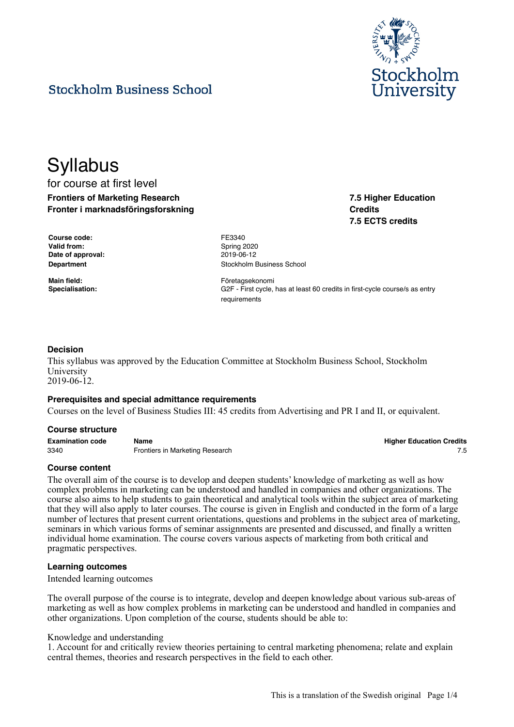Stockholm Business School

# Syllabus

for course at first level

**Frontiers of Marketing Research**
**Fronter i marknadsföringsforskning**

**7.5 Higher Education Credits**
**7.5 ECTS credits**

| | |
|---|---|
| **Course code:** | FE3340 |
| **Valid from:** | Spring 2020 |
| **Date of approval:** | 2019-06-12 |
| **Department** | Stockholm Business School |
| **Main field:** | Företagsekonomi |
| **Specialisation:** | G2F - First cycle, has at least 60 credits in first-cycle course/s as entry requirements |

### Decision

This syllabus was approved by the Education Committee at Stockholm Business School, Stockholm University
2019-06-12.

### Prerequisites and special admittance requirements

Courses on the level of Business Studies III: 45 credits from Advertising and PR I and II, or equivalent.

### Course structure

| Examination code | Name | Higher Education Credits |
|---|---|---|
| 3340 | Frontiers in Marketing Research | 7.5 |

### Course content

The overall aim of the course is to develop and deepen students' knowledge of marketing as well as how complex problems in marketing can be understood and handled in companies and other organizations. The course also aims to help students to gain theoretical and analytical tools within the subject area of marketing that they will also apply to later courses. The course is given in English and conducted in the form of a large number of lectures that present current orientations, questions and problems in the subject area of marketing, seminars in which various forms of seminar assignments are presented and discussed, and finally a written individual home examination. The course covers various aspects of marketing from both critical and pragmatic perspectives.

### Learning outcomes

Intended learning outcomes

The overall purpose of the course is to integrate, develop and deepen knowledge about various sub-areas of marketing as well as how complex problems in marketing can be understood and handled in companies and other organizations. Upon completion of the course, students should be able to:

Knowledge and understanding
1. Account for and critically review theories pertaining to central marketing phenomena; relate and explain central themes, theories and research perspectives in the field to each other.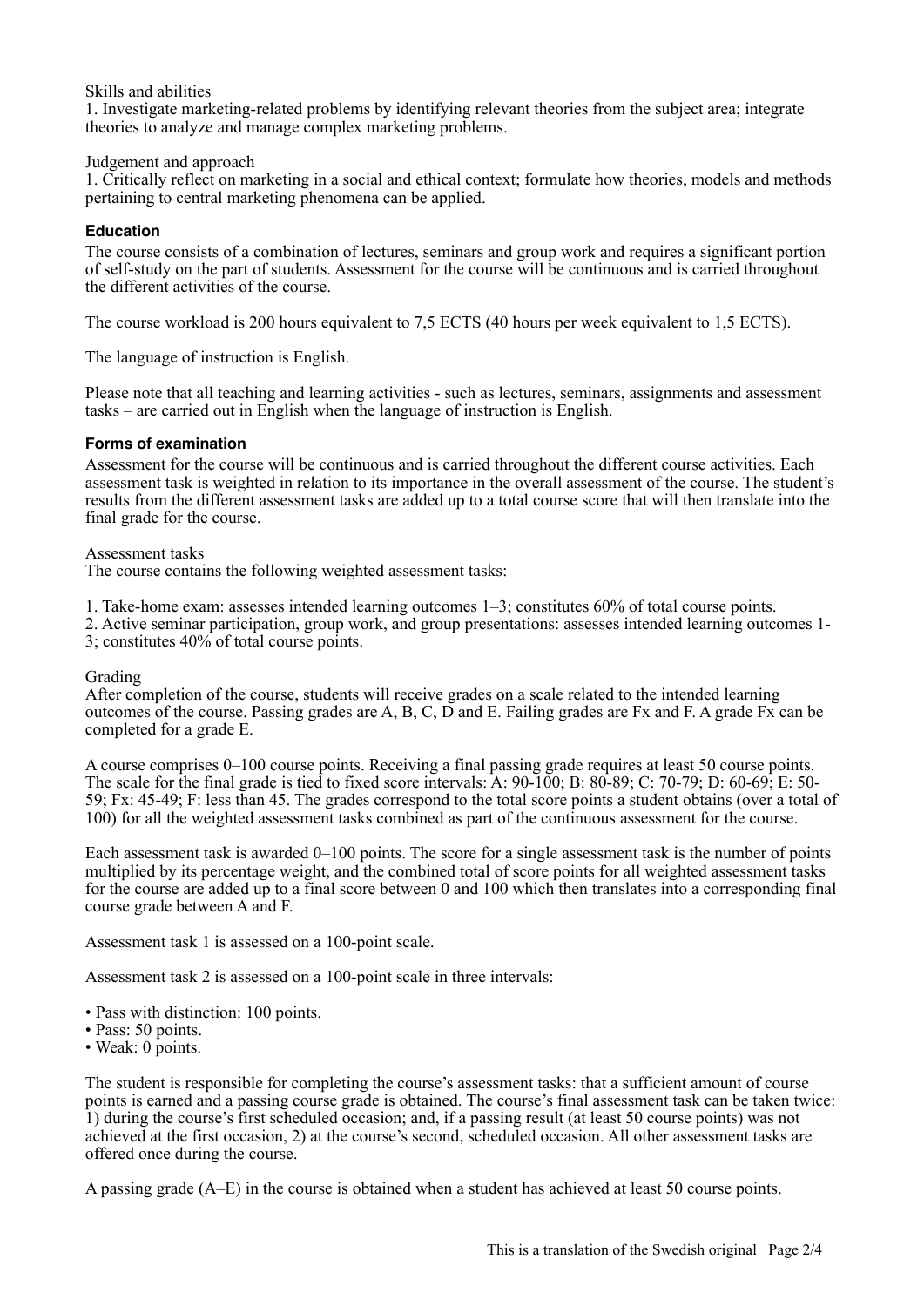Skills and abilities

1. Investigate marketing-related problems by identifying relevant theories from the subject area; integrate theories to analyze and manage complex marketing problems.

Judgement and approach

1. Critically reflect on marketing in a social and ethical context; formulate how theories, models and methods pertaining to central marketing phenomena can be applied.

### Education

The course consists of a combination of lectures, seminars and group work and requires a significant portion of self-study on the part of students. Assessment for the course will be continuous and is carried throughout the different activities of the course.

The course workload is 200 hours equivalent to 7,5 ECTS (40 hours per week equivalent to 1,5 ECTS).

The language of instruction is English.

Please note that all teaching and learning activities - such as lectures, seminars, assignments and assessment tasks – are carried out in English when the language of instruction is English.

### Forms of examination

Assessment for the course will be continuous and is carried throughout the different course activities. Each assessment task is weighted in relation to its importance in the overall assessment of the course. The student's results from the different assessment tasks are added up to a total course score that will then translate into the final grade for the course.

Assessment tasks

The course contains the following weighted assessment tasks:

1. Take-home exam: assesses intended learning outcomes 1–3; constitutes 60% of total course points.
2. Active seminar participation, group work, and group presentations: assesses intended learning outcomes 1-3; constitutes 40% of total course points.

Grading

After completion of the course, students will receive grades on a scale related to the intended learning outcomes of the course. Passing grades are A, B, C, D and E. Failing grades are Fx and F. A grade Fx can be completed for a grade E.

A course comprises 0–100 course points. Receiving a final passing grade requires at least 50 course points. The scale for the final grade is tied to fixed score intervals: A: 90-100; B: 80-89; C: 70-79; D: 60-69; E: 50-59; Fx: 45-49; F: less than 45. The grades correspond to the total score points a student obtains (over a total of 100) for all the weighted assessment tasks combined as part of the continuous assessment for the course.

Each assessment task is awarded 0–100 points. The score for a single assessment task is the number of points multiplied by its percentage weight, and the combined total of score points for all weighted assessment tasks for the course are added up to a final score between 0 and 100 which then translates into a corresponding final course grade between A and F.

Assessment task 1 is assessed on a 100-point scale.

Assessment task 2 is assessed on a 100-point scale in three intervals:

- Pass with distinction: 100 points.
- Pass: 50 points.
- Weak: 0 points.

The student is responsible for completing the course's assessment tasks: that a sufficient amount of course points is earned and a passing course grade is obtained. The course's final assessment task can be taken twice: 1) during the course's first scheduled occasion; and, if a passing result (at least 50 course points) was not achieved at the first occasion, 2) at the course's second, scheduled occasion. All other assessment tasks are offered once during the course.

A passing grade (A–E) in the course is obtained when a student has achieved at least 50 course points.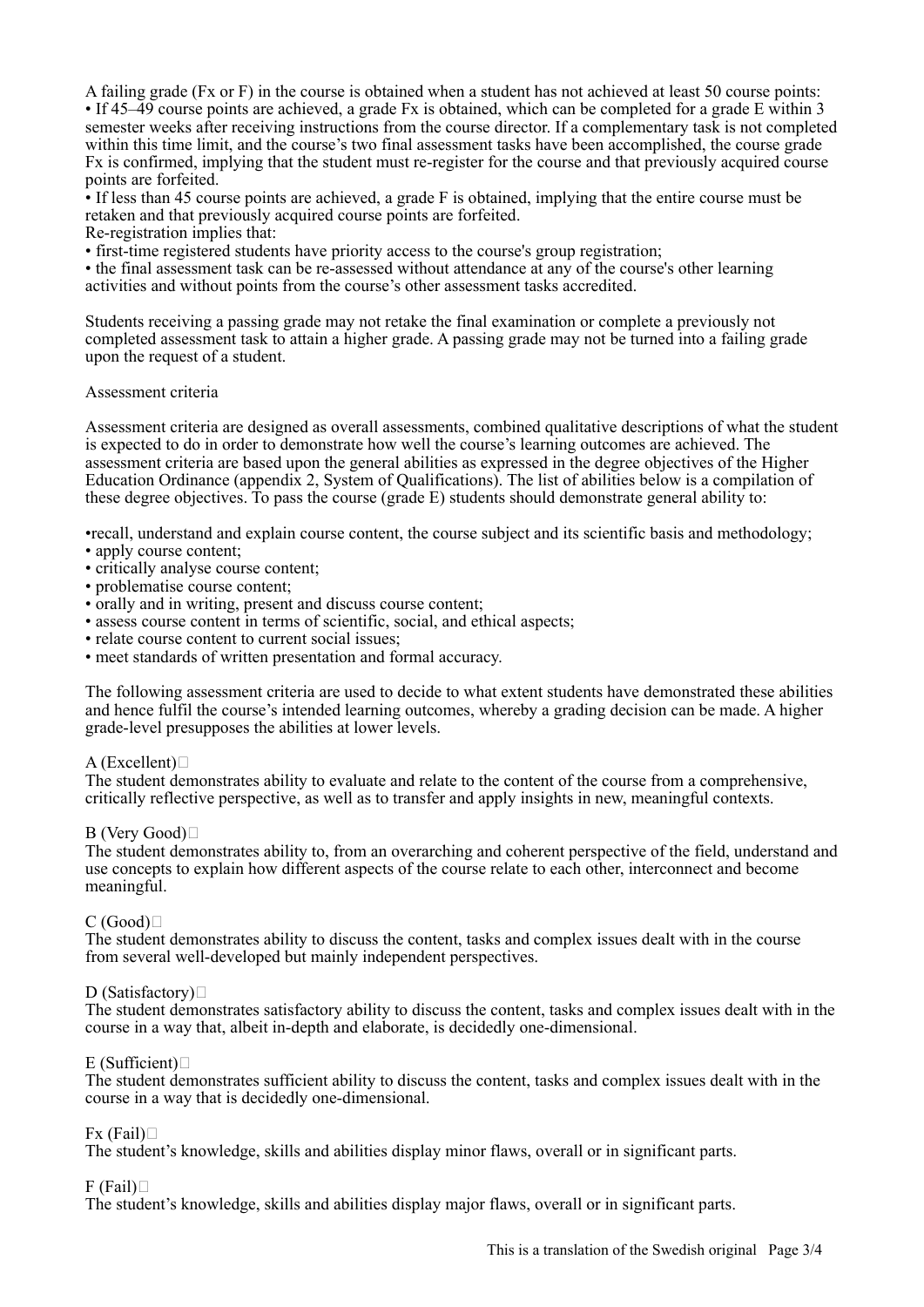A failing grade (Fx or F) in the course is obtained when a student has not achieved at least 50 course points:
• If 45–49 course points are achieved, a grade Fx is obtained, which can be completed for a grade E within 3 semester weeks after receiving instructions from the course director. If a complementary task is not completed within this time limit, and the course's two final assessment tasks have been accomplished, the course grade Fx is confirmed, implying that the student must re-register for the course and that previously acquired course points are forfeited.
• If less than 45 course points are achieved, a grade F is obtained, implying that the entire course must be retaken and that previously acquired course points are forfeited.
Re-registration implies that:
• first-time registered students have priority access to the course's group registration;
• the final assessment task can be re-assessed without attendance at any of the course's other learning activities and without points from the course's other assessment tasks accredited.

Students receiving a passing grade may not retake the final examination or complete a previously not completed assessment task to attain a higher grade. A passing grade may not be turned into a failing grade upon the request of a student.

Assessment criteria

Assessment criteria are designed as overall assessments, combined qualitative descriptions of what the student is expected to do in order to demonstrate how well the course's learning outcomes are achieved. The assessment criteria are based upon the general abilities as expressed in the degree objectives of the Higher Education Ordinance (appendix 2, System of Qualifications). The list of abilities below is a compilation of these degree objectives. To pass the course (grade E) students should demonstrate general ability to:

- recall, understand and explain course content, the course subject and its scientific basis and methodology;
- apply course content;
- critically analyse course content;
- problematise course content;
- orally and in writing, present and discuss course content;
- assess course content in terms of scientific, social, and ethical aspects;
- relate course content to current social issues;
- meet standards of written presentation and formal accuracy.

The following assessment criteria are used to decide to what extent students have demonstrated these abilities and hence fulfil the course's intended learning outcomes, whereby a grading decision can be made. A higher grade-level presupposes the abilities at lower levels.

A (Excellent)
The student demonstrates ability to evaluate and relate to the content of the course from a comprehensive, critically reflective perspective, as well as to transfer and apply insights in new, meaningful contexts.

B (Very Good)
The student demonstrates ability to, from an overarching and coherent perspective of the field, understand and use concepts to explain how different aspects of the course relate to each other, interconnect and become meaningful.

C (Good)
The student demonstrates ability to discuss the content, tasks and complex issues dealt with in the course from several well-developed but mainly independent perspectives.

D (Satisfactory)
The student demonstrates satisfactory ability to discuss the content, tasks and complex issues dealt with in the course in a way that, albeit in-depth and elaborate, is decidedly one-dimensional.

E (Sufficient)
The student demonstrates sufficient ability to discuss the content, tasks and complex issues dealt with in the course in a way that is decidedly one-dimensional.

Fx (Fail)
The student's knowledge, skills and abilities display minor flaws, overall or in significant parts.

F (Fail)
The student's knowledge, skills and abilities display major flaws, overall or in significant parts.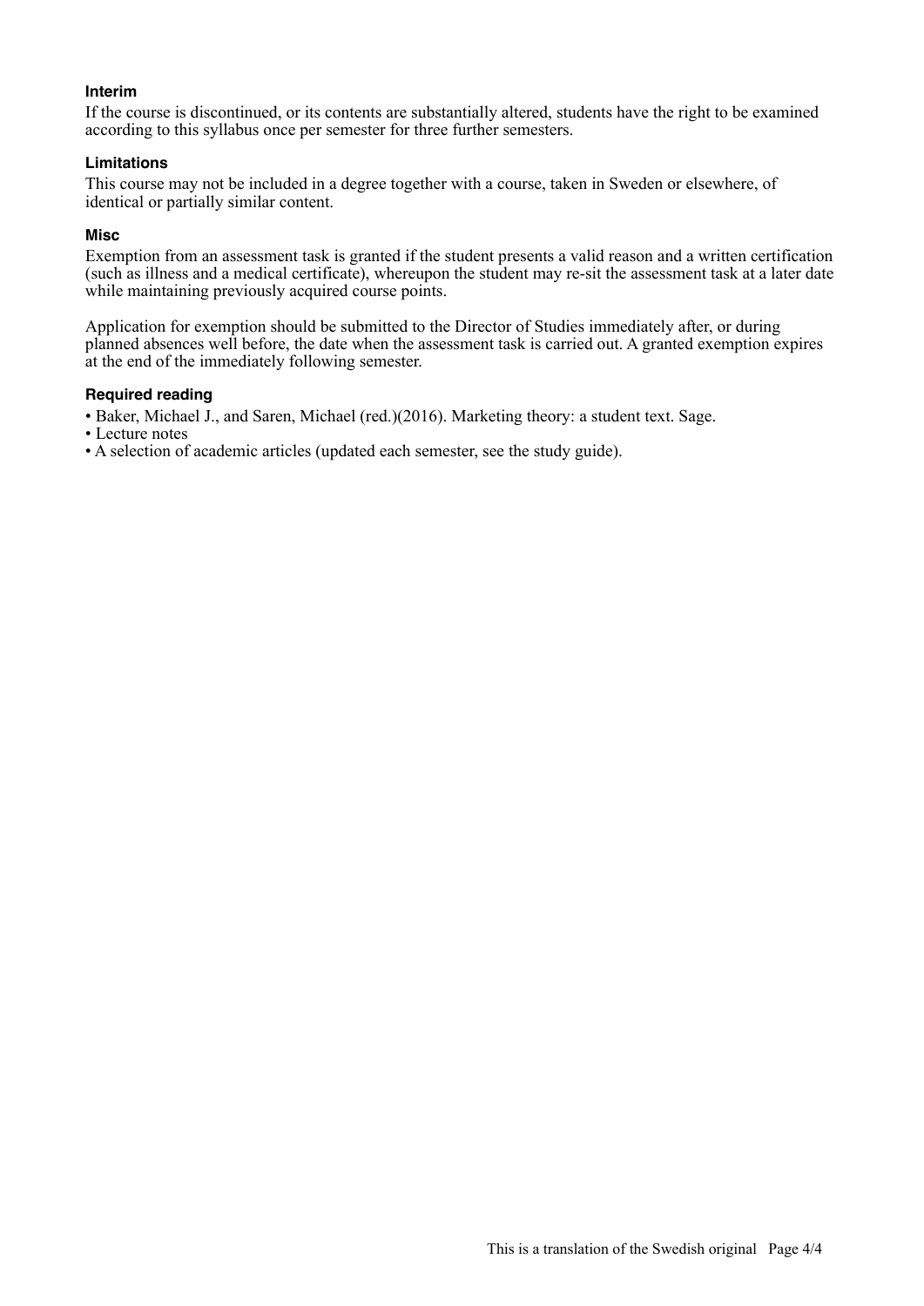### Interim

If the course is discontinued, or its contents are substantially altered, students have the right to be examined according to this syllabus once per semester for three further semesters.

### Limitations

This course may not be included in a degree together with a course, taken in Sweden or elsewhere, of identical or partially similar content.

### Misc

Exemption from an assessment task is granted if the student presents a valid reason and a written certification (such as illness and a medical certificate), whereupon the student may re-sit the assessment task at a later date while maintaining previously acquired course points.

Application for exemption should be submitted to the Director of Studies immediately after, or during planned absences well before, the date when the assessment task is carried out. A granted exemption expires at the end of the immediately following semester.

### Required reading

- Baker, Michael J., and Saren, Michael (red.)(2016). Marketing theory: a student text. Sage.
- Lecture notes
- A selection of academic articles (updated each semester, see the study guide).